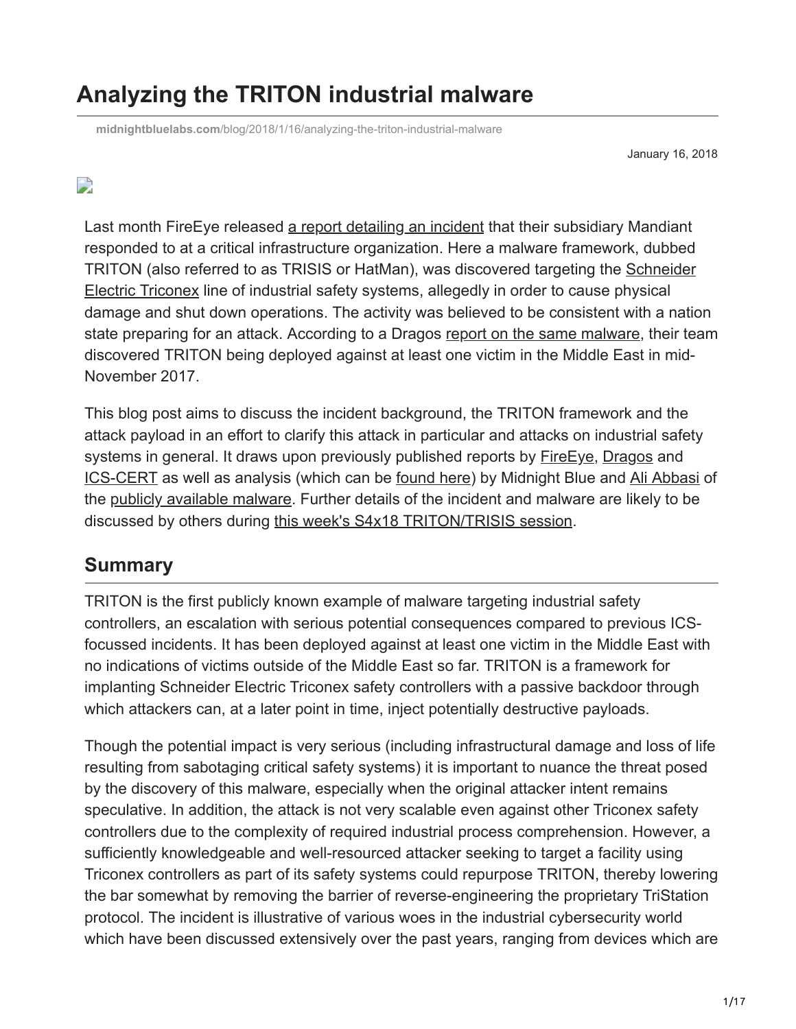# Analyzing the TRITON industrial malware

midnightbluelabs.com/blog/2018/1/16/analyzing-the-triton-industrial-malware

January 16, 2018

Last month FireEye released a report detailing an incident that their subsidiary Mandiant responded to at a critical infrastructure organization. Here a malware framework, dubbed TRITON (also referred to as TRISIS or HatMan), was discovered targeting the Schneider Electric Triconex line of industrial safety systems, allegedly in order to cause physical damage and shut down operations. The activity was believed to be consistent with a nation state preparing for an attack. According to a Dragos report on the same malware, their team discovered TRITON being deployed against at least one victim in the Middle East in mid-November 2017.

This blog post aims to discuss the incident background, the TRITON framework and the attack payload in an effort to clarify this attack in particular and attacks on industrial safety systems in general. It draws upon previously published reports by FireEye, Dragos and ICS-CERT as well as analysis (which can be found here) by Midnight Blue and Ali Abbasi of the publicly available malware. Further details of the incident and malware are likely to be discussed by others during this week's S4x18 TRITON/TRISIS session.

## Summary

TRITON is the first publicly known example of malware targeting industrial safety controllers, an escalation with serious potential consequences compared to previous ICS-focussed incidents. It has been deployed against at least one victim in the Middle East with no indications of victims outside of the Middle East so far. TRITON is a framework for implanting Schneider Electric Triconex safety controllers with a passive backdoor through which attackers can, at a later point in time, inject potentially destructive payloads.

Though the potential impact is very serious (including infrastructural damage and loss of life resulting from sabotaging critical safety systems) it is important to nuance the threat posed by the discovery of this malware, especially when the original attacker intent remains speculative. In addition, the attack is not very scalable even against other Triconex safety controllers due to the complexity of required industrial process comprehension. However, a sufficiently knowledgeable and well-resourced attacker seeking to target a facility using Triconex controllers as part of its safety systems could repurpose TRITON, thereby lowering the bar somewhat by removing the barrier of reverse-engineering the proprietary TriStation protocol. The incident is illustrative of various woes in the industrial cybersecurity world which have been discussed extensively over the past years, ranging from devices which are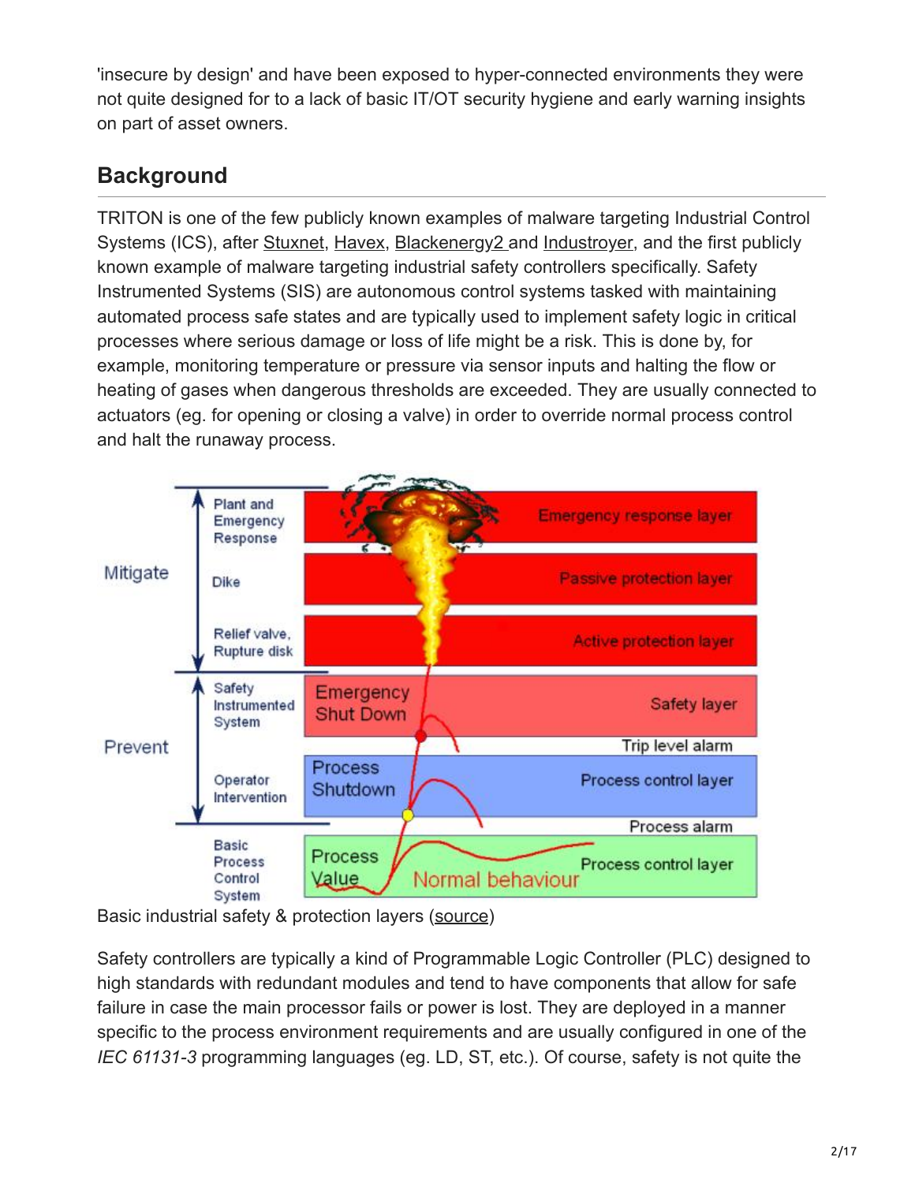'insecure by design' and have been exposed to hyper-connected environments they were not quite designed for to a lack of basic IT/OT security hygiene and early warning insights on part of asset owners.

## Background

TRITON is one of the few publicly known examples of malware targeting Industrial Control Systems (ICS), after Stuxnet, Havex, Blackenergy2 and Industroyer, and the first publicly known example of malware targeting industrial safety controllers specifically. Safety Instrumented Systems (SIS) are autonomous control systems tasked with maintaining automated process safe states and are typically used to implement safety logic in critical processes where serious damage or loss of life might be a risk. This is done by, for example, monitoring temperature or pressure via sensor inputs and halting the flow or heating of gases when dangerous thresholds are exceeded. They are usually connected to actuators (eg. for opening or closing a valve) in order to override normal process control and halt the runaway process.

Basic industrial safety & protection layers (source)

Safety controllers are typically a kind of Programmable Logic Controller (PLC) designed to high standards with redundant modules and tend to have components that allow for safe failure in case the main processor fails or power is lost. They are deployed in a manner specific to the process environment requirements and are usually configured in one of the *IEC 61131-3* programming languages (eg. LD, ST, etc.). Of course, safety is not quite the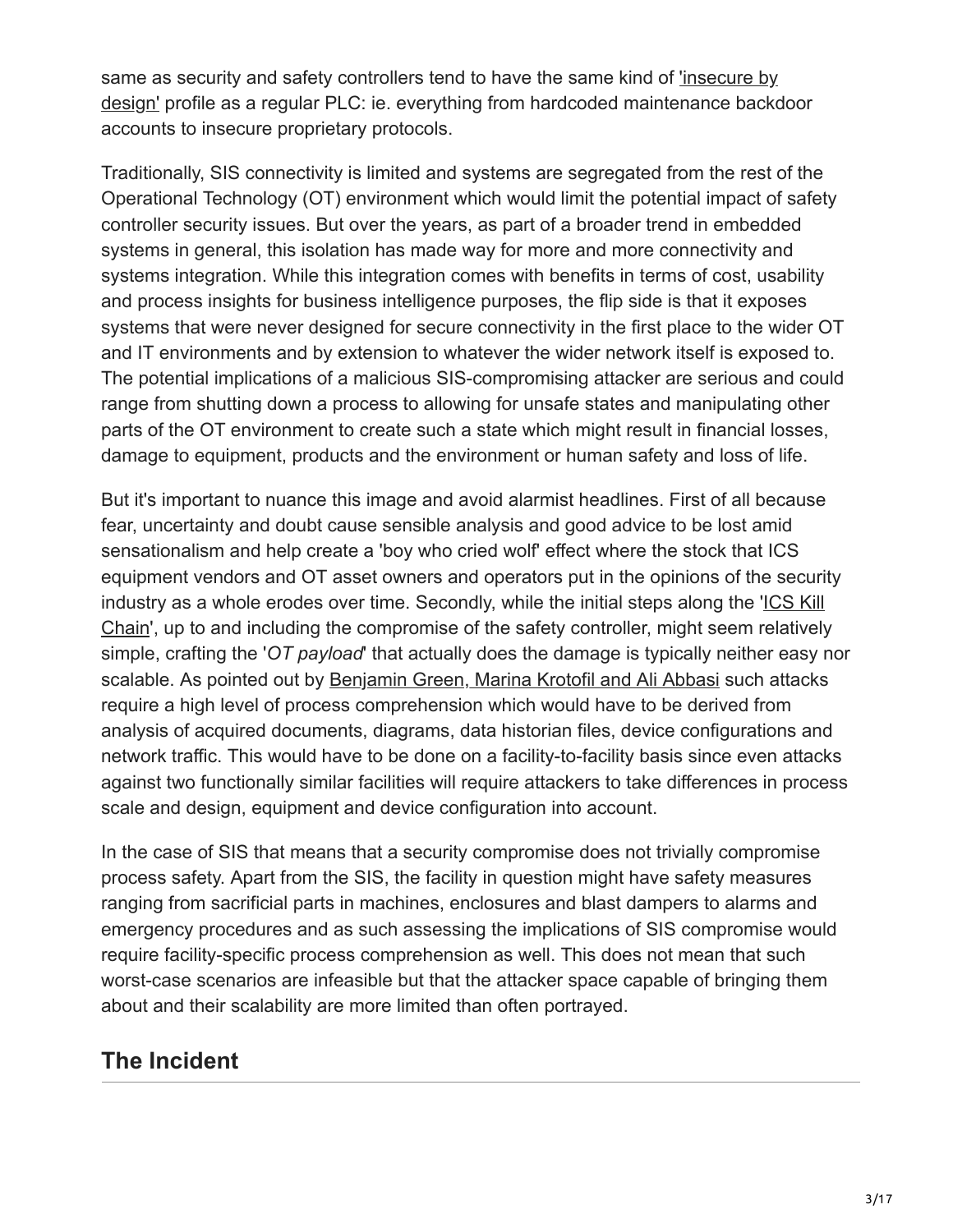same as security and safety controllers tend to have the same kind of 'insecure by design' profile as a regular PLC: ie. everything from hardcoded maintenance backdoor accounts to insecure proprietary protocols.

Traditionally, SIS connectivity is limited and systems are segregated from the rest of the Operational Technology (OT) environment which would limit the potential impact of safety controller security issues. But over the years, as part of a broader trend in embedded systems in general, this isolation has made way for more and more connectivity and systems integration. While this integration comes with benefits in terms of cost, usability and process insights for business intelligence purposes, the flip side is that it exposes systems that were never designed for secure connectivity in the first place to the wider OT and IT environments and by extension to whatever the wider network itself is exposed to. The potential implications of a malicious SIS-compromising attacker are serious and could range from shutting down a process to allowing for unsafe states and manipulating other parts of the OT environment to create such a state which might result in financial losses, damage to equipment, products and the environment or human safety and loss of life.

But it's important to nuance this image and avoid alarmist headlines. First of all because fear, uncertainty and doubt cause sensible analysis and good advice to be lost amid sensationalism and help create a 'boy who cried wolf' effect where the stock that ICS equipment vendors and OT asset owners and operators put in the opinions of the security industry as a whole erodes over time. Secondly, while the initial steps along the 'ICS Kill Chain', up to and including the compromise of the safety controller, might seem relatively simple, crafting the '*OT payload*' that actually does the damage is typically neither easy nor scalable. As pointed out by Benjamin Green, Marina Krotofil and Ali Abbasi such attacks require a high level of process comprehension which would have to be derived from analysis of acquired documents, diagrams, data historian files, device configurations and network traffic. This would have to be done on a facility-to-facility basis since even attacks against two functionally similar facilities will require attackers to take differences in process scale and design, equipment and device configuration into account.

In the case of SIS that means that a security compromise does not trivially compromise process safety. Apart from the SIS, the facility in question might have safety measures ranging from sacrificial parts in machines, enclosures and blast dampers to alarms and emergency procedures and as such assessing the implications of SIS compromise would require facility-specific process comprehension as well. This does not mean that such worst-case scenarios are infeasible but that the attacker space capable of bringing them about and their scalability are more limited than often portrayed.

## The Incident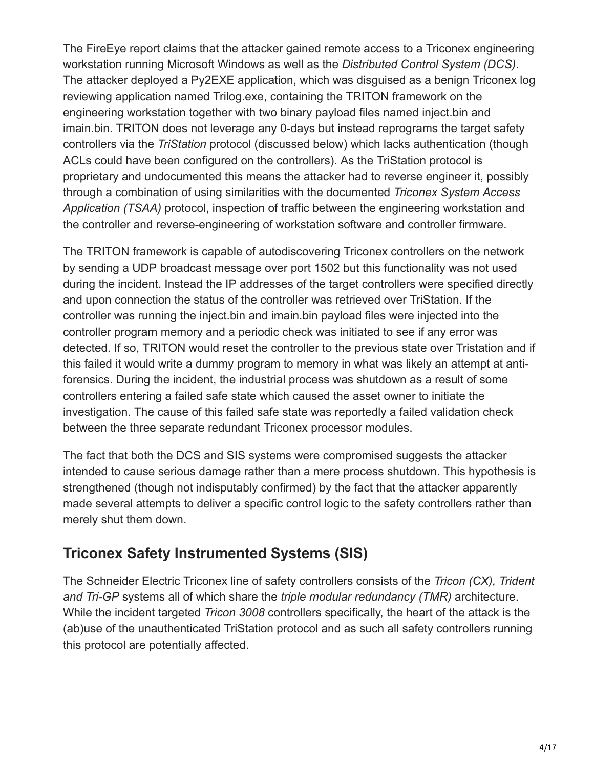The FireEye report claims that the attacker gained remote access to a Triconex engineering workstation running Microsoft Windows as well as the *Distributed Control System (DCS)*. The attacker deployed a Py2EXE application, which was disguised as a benign Triconex log reviewing application named Trilog.exe, containing the TRITON framework on the engineering workstation together with two binary payload files named inject.bin and imain.bin. TRITON does not leverage any 0-days but instead reprograms the target safety controllers via the *TriStation* protocol (discussed below) which lacks authentication (though ACLs could have been configured on the controllers). As the TriStation protocol is proprietary and undocumented this means the attacker had to reverse engineer it, possibly through a combination of using similarities with the documented *Triconex System Access Application (TSAA)* protocol, inspection of traffic between the engineering workstation and the controller and reverse-engineering of workstation software and controller firmware.

The TRITON framework is capable of autodiscovering Triconex controllers on the network by sending a UDP broadcast message over port 1502 but this functionality was not used during the incident. Instead the IP addresses of the target controllers were specified directly and upon connection the status of the controller was retrieved over TriStation. If the controller was running the inject.bin and imain.bin payload files were injected into the controller program memory and a periodic check was initiated to see if any error was detected. If so, TRITON would reset the controller to the previous state over Tristation and if this failed it would write a dummy program to memory in what was likely an attempt at anti-forensics. During the incident, the industrial process was shutdown as a result of some controllers entering a failed safe state which caused the asset owner to initiate the investigation. The cause of this failed safe state was reportedly a failed validation check between the three separate redundant Triconex processor modules.

The fact that both the DCS and SIS systems were compromised suggests the attacker intended to cause serious damage rather than a mere process shutdown. This hypothesis is strengthened (though not indisputably confirmed) by the fact that the attacker apparently made several attempts to deliver a specific control logic to the safety controllers rather than merely shut them down.

## Triconex Safety Instrumented Systems (SIS)

The Schneider Electric Triconex line of safety controllers consists of the *Tricon (CX), Trident and Tri-GP* systems all of which share the *triple modular redundancy (TMR)* architecture. While the incident targeted *Tricon 3008* controllers specifically, the heart of the attack is the (ab)use of the unauthenticated TriStation protocol and as such all safety controllers running this protocol are potentially affected.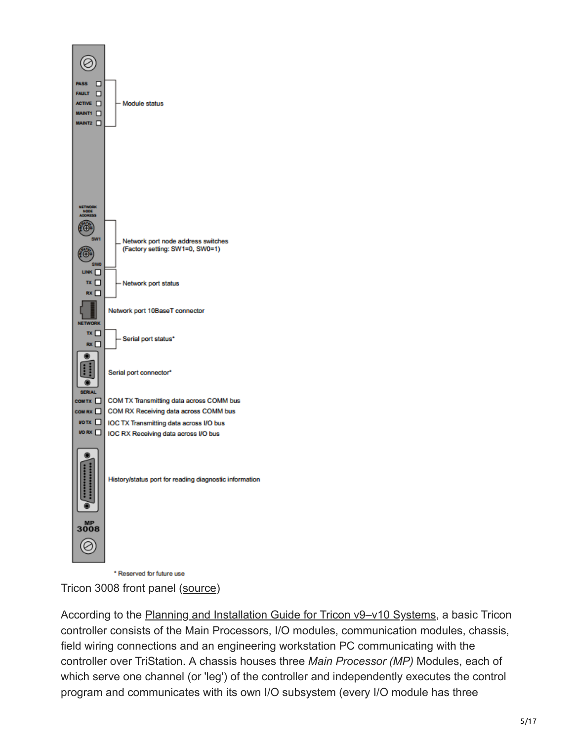| Panel element | Description |
| --- | --- |
| PASS, FAULT, ACTIVE, MAINT1, MAINT2 | Module status |
| NETWORK NODE ADDRESS SW1, SW0 | Network port node address switches (Factory setting: SW1=0, SW0=1) |
| LINK, TX, RX | Network port status |
| NETWORK | Network port 10BaseT connector |
| TX, RX | Serial port status* |
| SERIAL | Serial port connector* |
| COM TX | COM TX Transmitting data across COMM bus |
| COM RX | COM RX Receiving data across COMM bus |
| I/O TX | IOC TX Transmitting data across I/O bus |
| I/O RX | IOC RX Receiving data across I/O bus |
| (unlabeled port) | History/status port for reading diagnostic information |

MP 3008

* Reserved for future use

Tricon 3008 front panel (source)

According to the Planning and Installation Guide for Tricon v9–v10 Systems, a basic Tricon controller consists of the Main Processors, I/O modules, communication modules, chassis, field wiring connections and an engineering workstation PC communicating with the controller over TriStation. A chassis houses three *Main Processor (MP)* Modules, each of which serve one channel (or 'leg') of the controller and independently executes the control program and communicates with its own I/O subsystem (every I/O module has three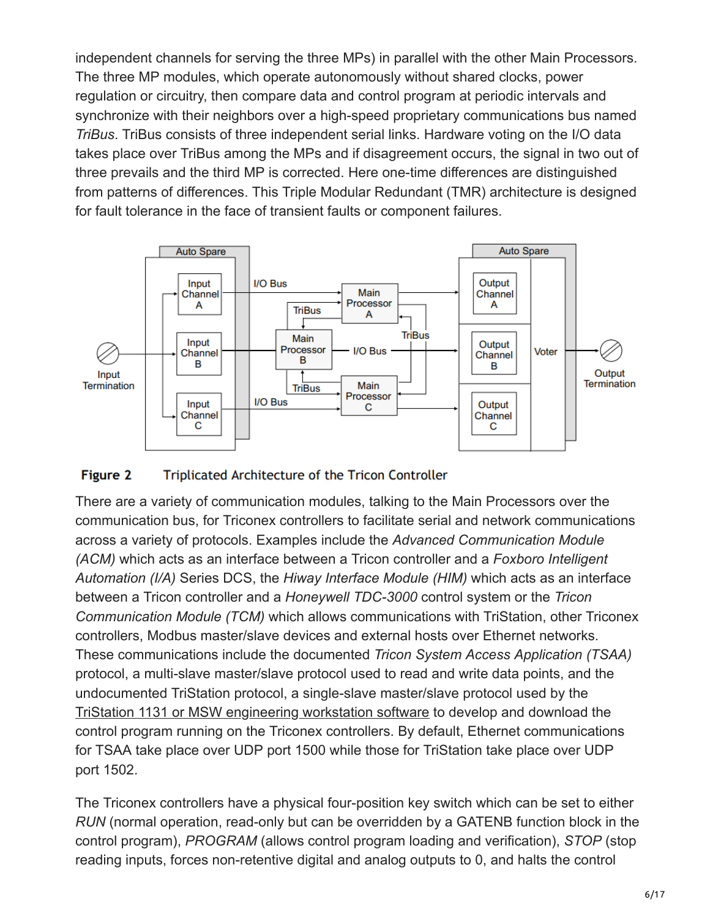independent channels for serving the three MPs) in parallel with the other Main Processors. The three MP modules, which operate autonomously without shared clocks, power regulation or circuitry, then compare data and control program at periodic intervals and synchronize with their neighbors over a high-speed proprietary communications bus named *TriBus*. TriBus consists of three independent serial links. Hardware voting on the I/O data takes place over TriBus among the MPs and if disagreement occurs, the signal in two out of three prevails and the third MP is corrected. Here one-time differences are distinguished from patterns of differences. This Triple Modular Redundant (TMR) architecture is designed for fault tolerance in the face of transient faults or component failures.

**Figure 2** Triplicated Architecture of the Tricon Controller

There are a variety of communication modules, talking to the Main Processors over the communication bus, for Triconex controllers to facilitate serial and network communications across a variety of protocols. Examples include the *Advanced Communication Module (ACM)* which acts as an interface between a Tricon controller and a *Foxboro Intelligent Automation (I/A)* Series DCS, the *Hiway Interface Module (HIM)* which acts as an interface between a Tricon controller and a *Honeywell TDC-3000* control system or the *Tricon Communication Module (TCM)* which allows communications with TriStation, other Triconex controllers, Modbus master/slave devices and external hosts over Ethernet networks. These communications include the documented *Tricon System Access Application (TSAA)* protocol, a multi-slave master/slave protocol used to read and write data points, and the undocumented TriStation protocol, a single-slave master/slave protocol used by the TriStation 1131 or MSW engineering workstation software to develop and download the control program running on the Triconex controllers. By default, Ethernet communications for TSAA take place over UDP port 1500 while those for TriStation take place over UDP port 1502.

The Triconex controllers have a physical four-position key switch which can be set to either *RUN* (normal operation, read-only but can be overridden by a GATENB function block in the control program), *PROGRAM* (allows control program loading and verification), *STOP* (stop reading inputs, forces non-retentive digital and analog outputs to 0, and halts the control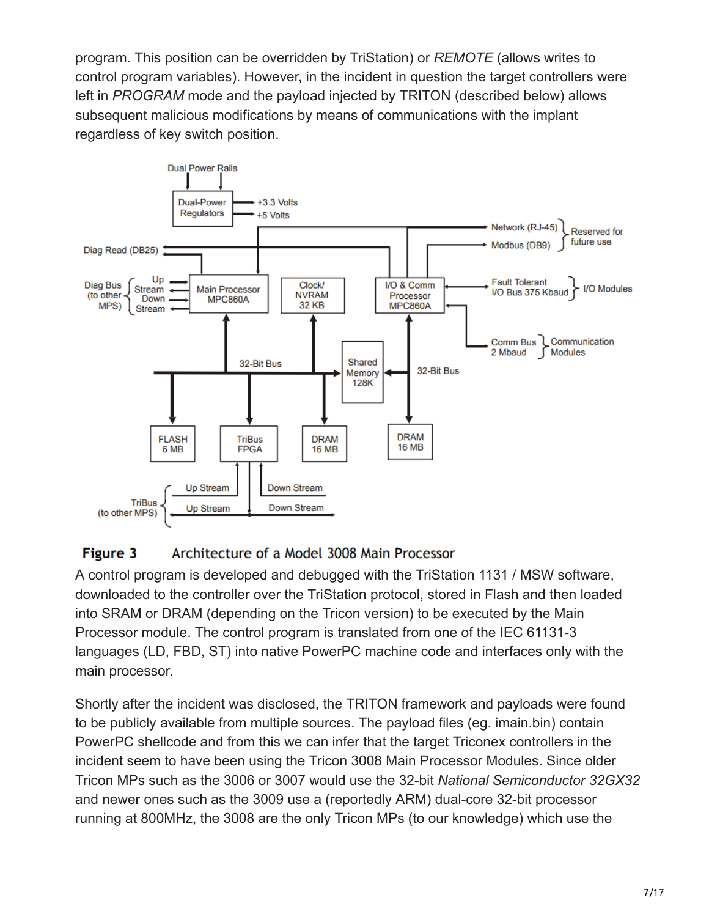program. This position can be overridden by TriStation) or *REMOTE* (allows writes to control program variables). However, in the incident in question the target controllers were left in *PROGRAM* mode and the payload injected by TRITON (described below) allows subsequent malicious modifications by means of communications with the implant regardless of key switch position.

**Figure 3** Architecture of a Model 3008 Main Processor

A control program is developed and debugged with the TriStation 1131 / MSW software, downloaded to the controller over the TriStation protocol, stored in Flash and then loaded into SRAM or DRAM (depending on the Tricon version) to be executed by the Main Processor module. The control program is translated from one of the IEC 61131-3 languages (LD, FBD, ST) into native PowerPC machine code and interfaces only with the main processor.

Shortly after the incident was disclosed, the [TRITON framework and payloads]() were found to be publicly available from multiple sources. The payload files (eg. imain.bin) contain PowerPC shellcode and from this we can infer that the target Triconex controllers in the incident seem to have been using the Tricon 3008 Main Processor Modules. Since older Tricon MPs such as the 3006 or 3007 would use the 32-bit *National Semiconductor 32GX32* and newer ones such as the 3009 use a (reportedly ARM) dual-core 32-bit processor running at 800MHz, the 3008 are the only Tricon MPs (to our knowledge) which use the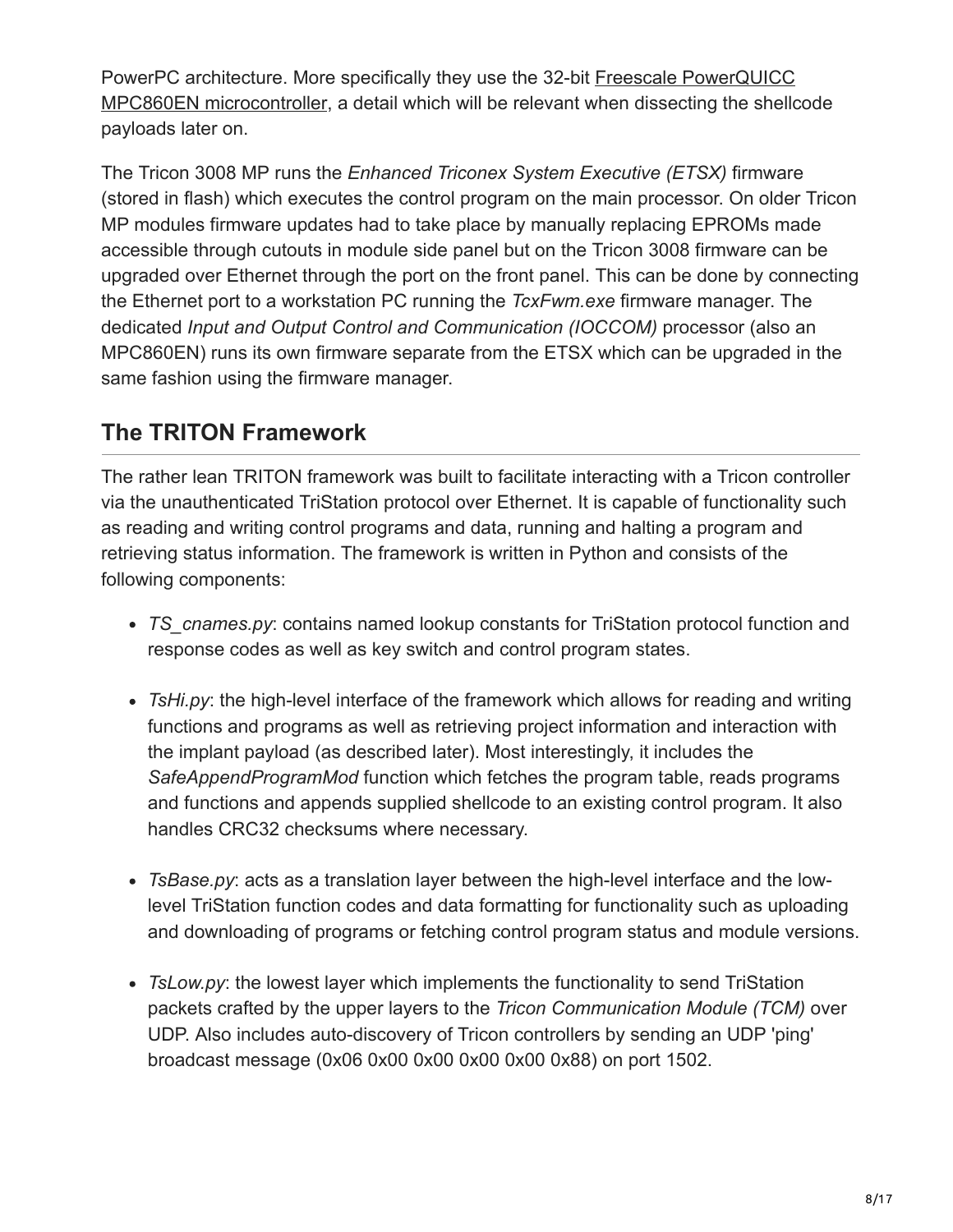PowerPC architecture. More specifically they use the 32-bit Freescale PowerQUICC MPC860EN microcontroller, a detail which will be relevant when dissecting the shellcode payloads later on.

The Tricon 3008 MP runs the *Enhanced Triconex System Executive (ETSX)* firmware (stored in flash) which executes the control program on the main processor. On older Tricon MP modules firmware updates had to take place by manually replacing EPROMs made accessible through cutouts in module side panel but on the Tricon 3008 firmware can be upgraded over Ethernet through the port on the front panel. This can be done by connecting the Ethernet port to a workstation PC running the *TcxFwm.exe* firmware manager. The dedicated *Input and Output Control and Communication (IOCCOM)* processor (also an MPC860EN) runs its own firmware separate from the ETSX which can be upgraded in the same fashion using the firmware manager.

## The TRITON Framework

The rather lean TRITON framework was built to facilitate interacting with a Tricon controller via the unauthenticated TriStation protocol over Ethernet. It is capable of functionality such as reading and writing control programs and data, running and halting a program and retrieving status information. The framework is written in Python and consists of the following components:

- *TS_cnames.py*: contains named lookup constants for TriStation protocol function and response codes as well as key switch and control program states.
- *TsHi.py*: the high-level interface of the framework which allows for reading and writing functions and programs as well as retrieving project information and interaction with the implant payload (as described later). Most interestingly, it includes the *SafeAppendProgramMod* function which fetches the program table, reads programs and functions and appends supplied shellcode to an existing control program. It also handles CRC32 checksums where necessary.
- *TsBase.py*: acts as a translation layer between the high-level interface and the low-level TriStation function codes and data formatting for functionality such as uploading and downloading of programs or fetching control program status and module versions.
- *TsLow.py*: the lowest layer which implements the functionality to send TriStation packets crafted by the upper layers to the *Tricon Communication Module (TCM)* over UDP. Also includes auto-discovery of Tricon controllers by sending an UDP 'ping' broadcast message (0x06 0x00 0x00 0x00 0x00 0x88) on port 1502.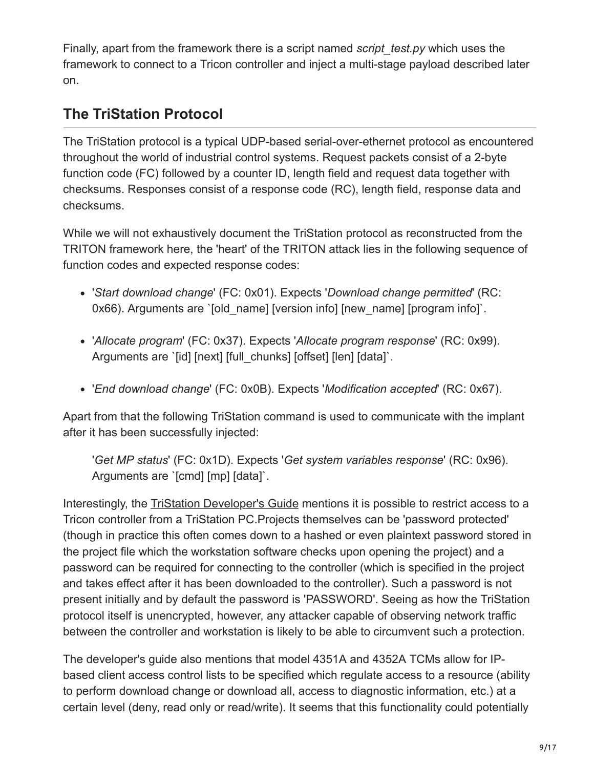Finally, apart from the framework there is a script named *script_test.py* which uses the framework to connect to a Tricon controller and inject a multi-stage payload described later on.

## The TriStation Protocol

The TriStation protocol is a typical UDP-based serial-over-ethernet protocol as encountered throughout the world of industrial control systems. Request packets consist of a 2-byte function code (FC) followed by a counter ID, length field and request data together with checksums. Responses consist of a response code (RC), length field, response data and checksums.

While we will not exhaustively document the TriStation protocol as reconstructed from the TRITON framework here, the 'heart' of the TRITON attack lies in the following sequence of function codes and expected response codes:

- '*Start download change*' (FC: 0x01). Expects '*Download change permitted*' (RC: 0x66). Arguments are `[old_name] [version info] [new_name] [program info]`.
- '*Allocate program*' (FC: 0x37). Expects '*Allocate program response*' (RC: 0x99). Arguments are `[id] [next] [full_chunks] [offset] [len] [data]`.
- '*End download change*' (FC: 0x0B). Expects '*Modification accepted*' (RC: 0x67).

Apart from that the following TriStation command is used to communicate with the implant after it has been successfully injected:

> '*Get MP status*' (FC: 0x1D). Expects '*Get system variables response*' (RC: 0x96). Arguments are `[cmd] [mp] [data]`.

Interestingly, the TriStation Developer's Guide mentions it is possible to restrict access to a Tricon controller from a TriStation PC.Projects themselves can be 'password protected' (though in practice this often comes down to a hashed or even plaintext password stored in the project file which the workstation software checks upon opening the project) and a password can be required for connecting to the controller (which is specified in the project and takes effect after it has been downloaded to the controller). Such a password is not present initially and by default the password is 'PASSWORD'. Seeing as how the TriStation protocol itself is unencrypted, however, any attacker capable of observing network traffic between the controller and workstation is likely to be able to circumvent such a protection.

The developer's guide also mentions that model 4351A and 4352A TCMs allow for IP-based client access control lists to be specified which regulate access to a resource (ability to perform download change or download all, access to diagnostic information, etc.) at a certain level (deny, read only or read/write). It seems that this functionality could potentially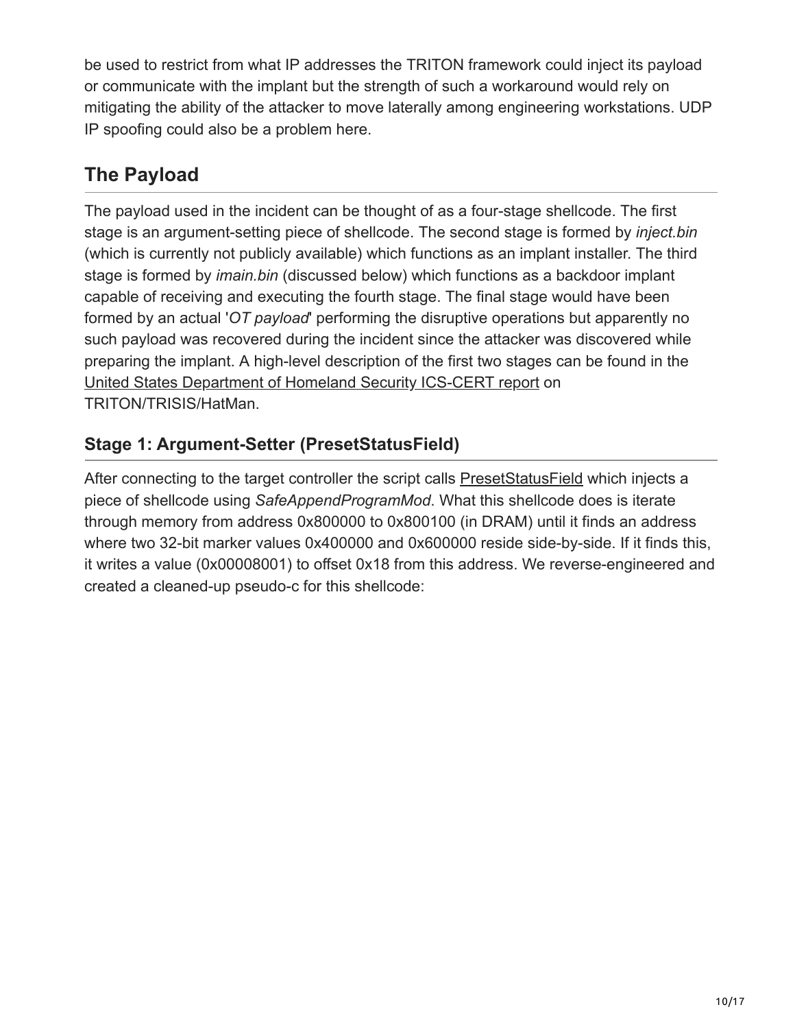be used to restrict from what IP addresses the TRITON framework could inject its payload or communicate with the implant but the strength of such a workaround would rely on mitigating the ability of the attacker to move laterally among engineering workstations. UDP IP spoofing could also be a problem here.

## The Payload

The payload used in the incident can be thought of as a four-stage shellcode. The first stage is an argument-setting piece of shellcode. The second stage is formed by *inject.bin* (which is currently not publicly available) which functions as an implant installer. The third stage is formed by *imain.bin* (discussed below) which functions as a backdoor implant capable of receiving and executing the fourth stage. The final stage would have been formed by an actual '*OT payload*' performing the disruptive operations but apparently no such payload was recovered during the incident since the attacker was discovered while preparing the implant. A high-level description of the first two stages can be found in the United States Department of Homeland Security ICS-CERT report on TRITON/TRISIS/HatMan.

### Stage 1: Argument-Setter (PresetStatusField)

After connecting to the target controller the script calls PresetStatusField which injects a piece of shellcode using *SafeAppendProgramMod*. What this shellcode does is iterate through memory from address 0x800000 to 0x800100 (in DRAM) until it finds an address where two 32-bit marker values 0x400000 and 0x600000 reside side-by-side. If it finds this, it writes a value (0x00008001) to offset 0x18 from this address. We reverse-engineered and created a cleaned-up pseudo-c for this shellcode: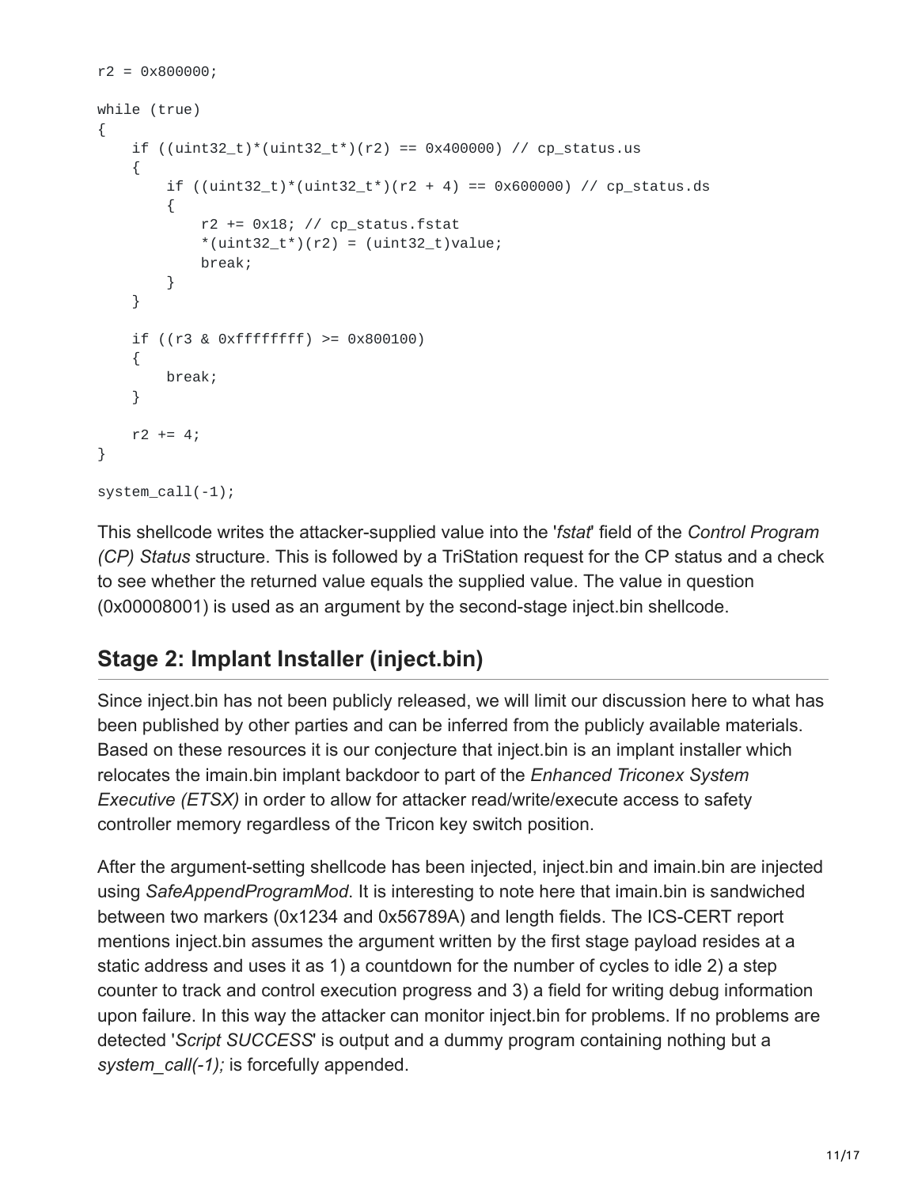```
r2 = 0x800000;

while (true)
{
    if ((uint32_t)*(uint32_t*)(r2) == 0x400000) // cp_status.us
    {
        if ((uint32_t)*(uint32_t*)(r2 + 4) == 0x600000) // cp_status.ds
        {
            r2 += 0x18; // cp_status.fstat
            *(uint32_t*)(r2) = (uint32_t)value;
            break;
        }
    }

    if ((r3 & 0xffffffff) >= 0x800100)
    {
        break;
    }

    r2 += 4;
}

system_call(-1);
```

This shellcode writes the attacker-supplied value into the '*fstat*' field of the *Control Program (CP) Status* structure. This is followed by a TriStation request for the CP status and a check to see whether the returned value equals the supplied value. The value in question (0x00008001) is used as an argument by the second-stage inject.bin shellcode.

## Stage 2: Implant Installer (inject.bin)

Since inject.bin has not been publicly released, we will limit our discussion here to what has been published by other parties and can be inferred from the publicly available materials. Based on these resources it is our conjecture that inject.bin is an implant installer which relocates the imain.bin implant backdoor to part of the *Enhanced Triconex System Executive (ETSX)* in order to allow for attacker read/write/execute access to safety controller memory regardless of the Tricon key switch position.

After the argument-setting shellcode has been injected, inject.bin and imain.bin are injected using *SafeAppendProgramMod*. It is interesting to note here that imain.bin is sandwiched between two markers (0x1234 and 0x56789A) and length fields. The ICS-CERT report mentions inject.bin assumes the argument written by the first stage payload resides at a static address and uses it as 1) a countdown for the number of cycles to idle 2) a step counter to track and control execution progress and 3) a field for writing debug information upon failure. In this way the attacker can monitor inject.bin for problems. If no problems are detected '*Script SUCCESS*' is output and a dummy program containing nothing but a *system_call(-1);* is forcefully appended.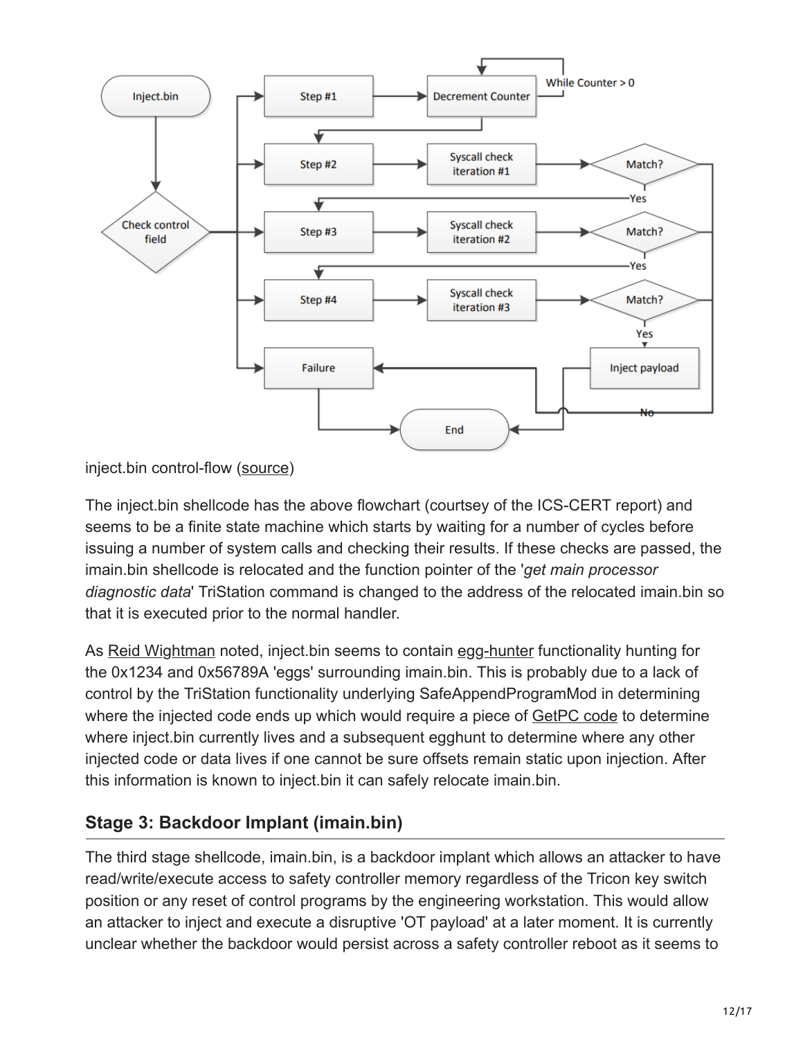inject.bin control-flow (source)

The inject.bin shellcode has the above flowchart (courtsey of the ICS-CERT report) and seems to be a finite state machine which starts by waiting for a number of cycles before issuing a number of system calls and checking their results. If these checks are passed, the imain.bin shellcode is relocated and the function pointer of the '*get main processor diagnostic data*' TriStation command is changed to the address of the relocated imain.bin so that it is executed prior to the normal handler.

As Reid Wightman noted, inject.bin seems to contain egg-hunter functionality hunting for the 0x1234 and 0x56789A 'eggs' surrounding imain.bin. This is probably due to a lack of control by the TriStation functionality underlying SafeAppendProgramMod in determining where the injected code ends up which would require a piece of GetPC code to determine where inject.bin currently lives and a subsequent egghunt to determine where any other injected code or data lives if one cannot be sure offsets remain static upon injection. After this information is known to inject.bin it can safely relocate imain.bin.

## Stage 3: Backdoor Implant (imain.bin)

The third stage shellcode, imain.bin, is a backdoor implant which allows an attacker to have read/write/execute access to safety controller memory regardless of the Tricon key switch position or any reset of control programs by the engineering workstation. This would allow an attacker to inject and execute a disruptive 'OT payload' at a later moment. It is currently unclear whether the backdoor would persist across a safety controller reboot as it seems to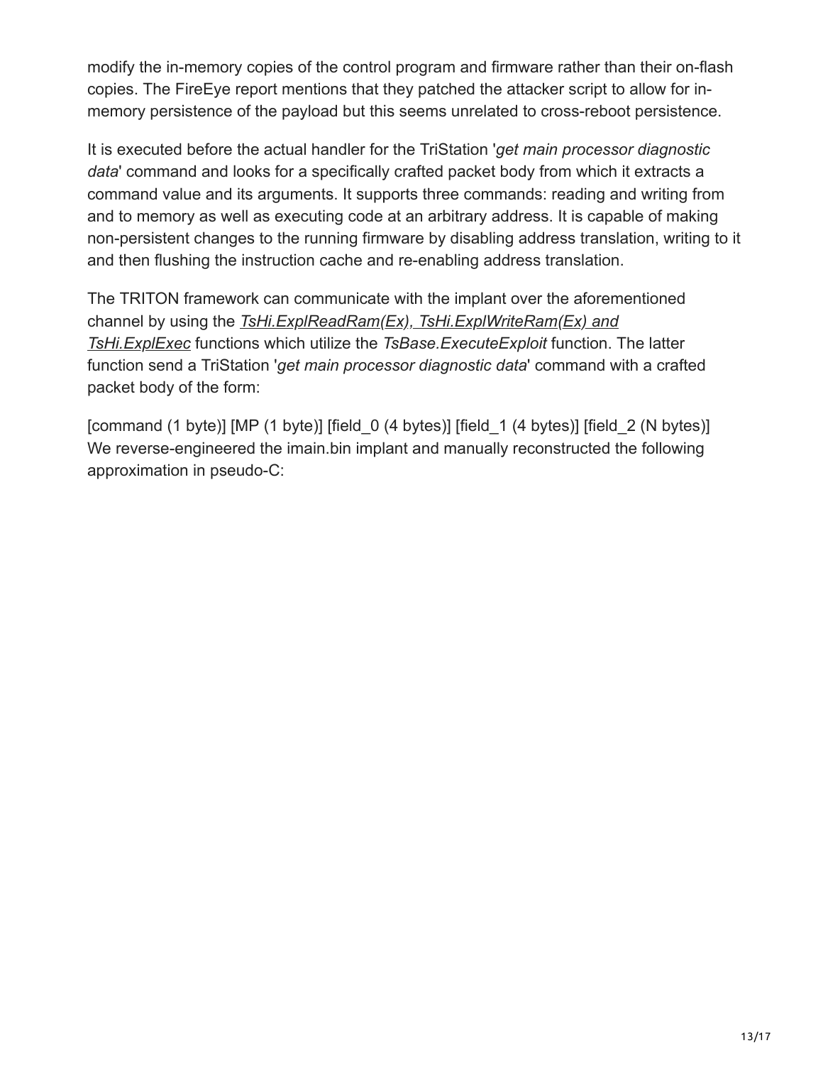modify the in-memory copies of the control program and firmware rather than their on-flash copies. The FireEye report mentions that they patched the attacker script to allow for in-memory persistence of the payload but this seems unrelated to cross-reboot persistence.

It is executed before the actual handler for the TriStation '*get main processor diagnostic data*' command and looks for a specifically crafted packet body from which it extracts a command value and its arguments. It supports three commands: reading and writing from and to memory as well as executing code at an arbitrary address. It is capable of making non-persistent changes to the running firmware by disabling address translation, writing to it and then flushing the instruction cache and re-enabling address translation.

The TRITON framework can communicate with the implant over the aforementioned channel by using the *TsHi.ExplReadRam(Ex), TsHi.ExplWriteRam(Ex) and TsHi.ExplExec* functions which utilize the *TsBase.ExecuteExploit* function. The latter function send a TriStation '*get main processor diagnostic data*' command with a crafted packet body of the form:

[command (1 byte)] [MP (1 byte)] [field_0 (4 bytes)] [field_1 (4 bytes)] [field_2 (N bytes)]
We reverse-engineered the imain.bin implant and manually reconstructed the following approximation in pseudo-C: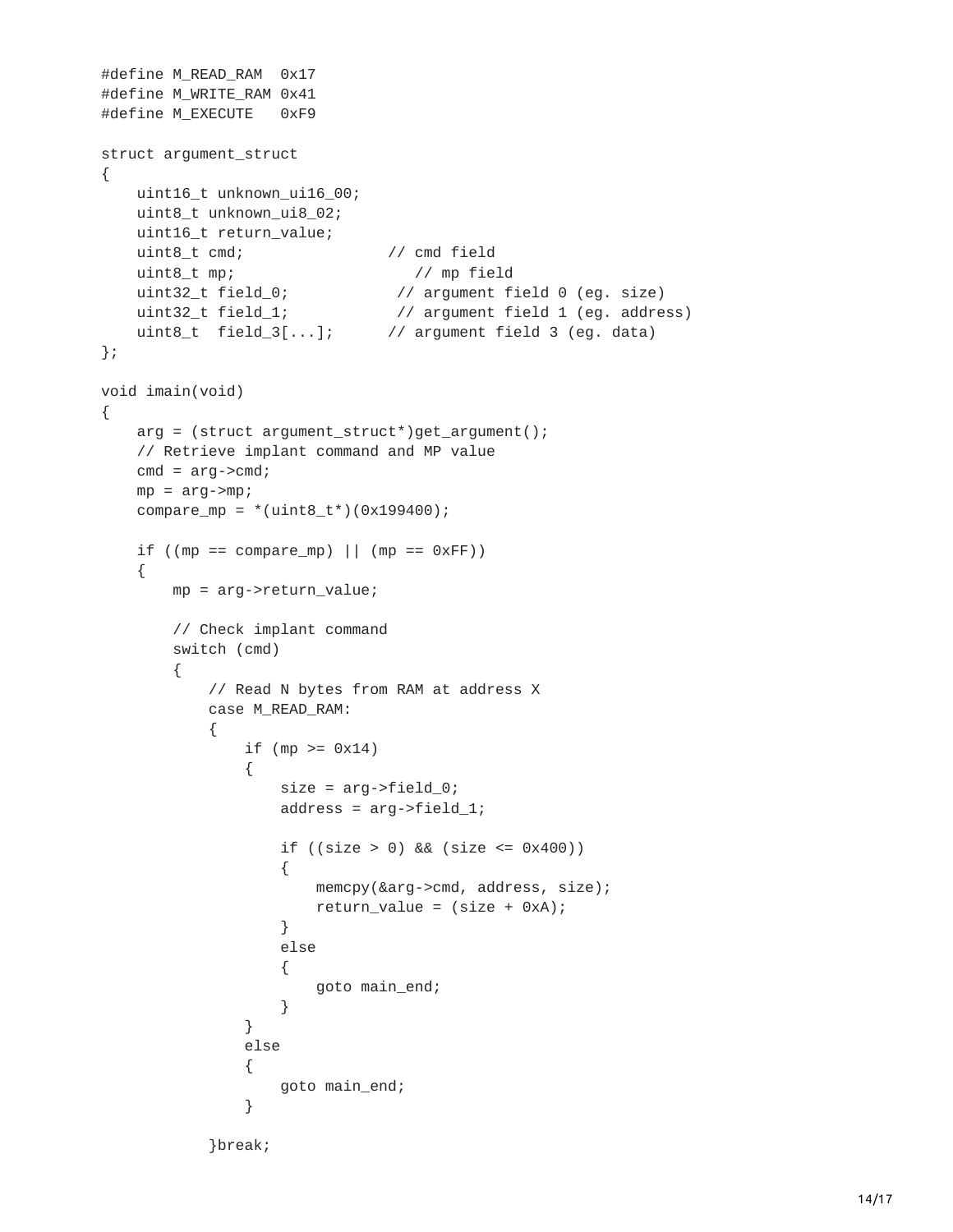```
#define M_READ_RAM  0x17
#define M_WRITE_RAM 0x41
#define M_EXECUTE   0xF9

struct argument_struct
{
    uint16_t unknown_ui16_00;
    uint8_t unknown_ui8_02;
    uint16_t return_value;
    uint8_t cmd;                // cmd field
    uint8_t mp;                    // mp field
    uint32_t field_0;            // argument field 0 (eg. size)
    uint32_t field_1;            // argument field 1 (eg. address)
    uint8_t  field_3[...];      // argument field 3 (eg. data)
};

void imain(void)
{
    arg = (struct argument_struct*)get_argument();
    // Retrieve implant command and MP value
    cmd = arg->cmd;
    mp = arg->mp;
    compare_mp = *(uint8_t*)(0x199400);

    if ((mp == compare_mp) || (mp == 0xFF))
    {
        mp = arg->return_value;

        // Check implant command
        switch (cmd)
        {
            // Read N bytes from RAM at address X
            case M_READ_RAM:
            {
                if (mp >= 0x14)
                {
                    size = arg->field_0;
                    address = arg->field_1;

                    if ((size > 0) && (size <= 0x400))
                    {
                        memcpy(&arg->cmd, address, size);
                        return_value = (size + 0xA);
                    }
                    else
                    {
                        goto main_end;
                    }
                }
                else
                {
                    goto main_end;
                }

            }break;
```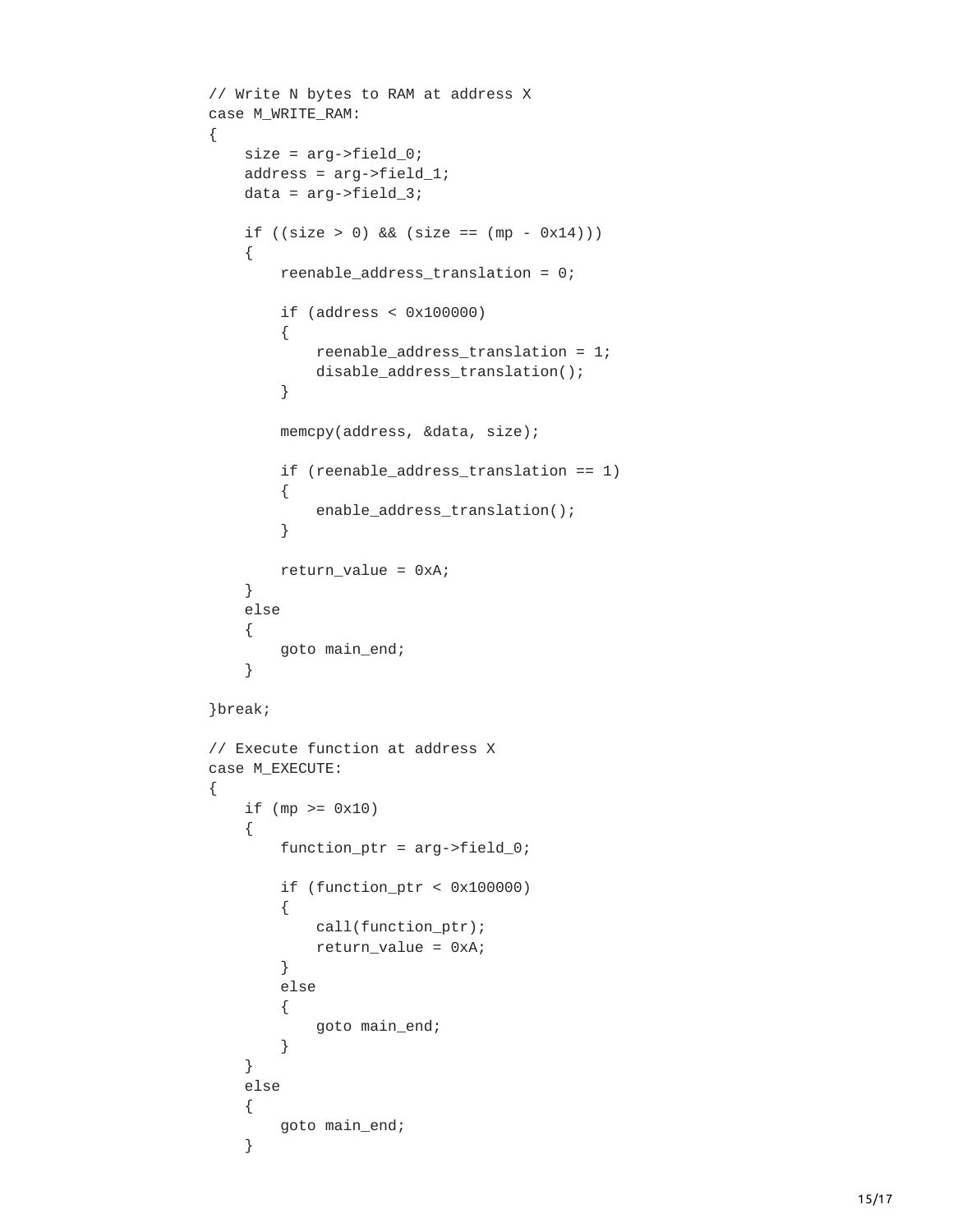```
// Write N bytes to RAM at address X
case M_WRITE_RAM:
{
    size = arg->field_0;
    address = arg->field_1;
    data = arg->field_3;

    if ((size > 0) && (size == (mp - 0x14)))
    {
        reenable_address_translation = 0;

        if (address < 0x100000)
        {
            reenable_address_translation = 1;
            disable_address_translation();
        }

        memcpy(address, &data, size);

        if (reenable_address_translation == 1)
        {
            enable_address_translation();
        }

        return_value = 0xA;
    }
    else
    {
        goto main_end;
    }

}break;

// Execute function at address X
case M_EXECUTE:
{
    if (mp >= 0x10)
    {
        function_ptr = arg->field_0;

        if (function_ptr < 0x100000)
        {
            call(function_ptr);
            return_value = 0xA;
        }
        else
        {
            goto main_end;
        }
    }
    else
    {
        goto main_end;
    }
```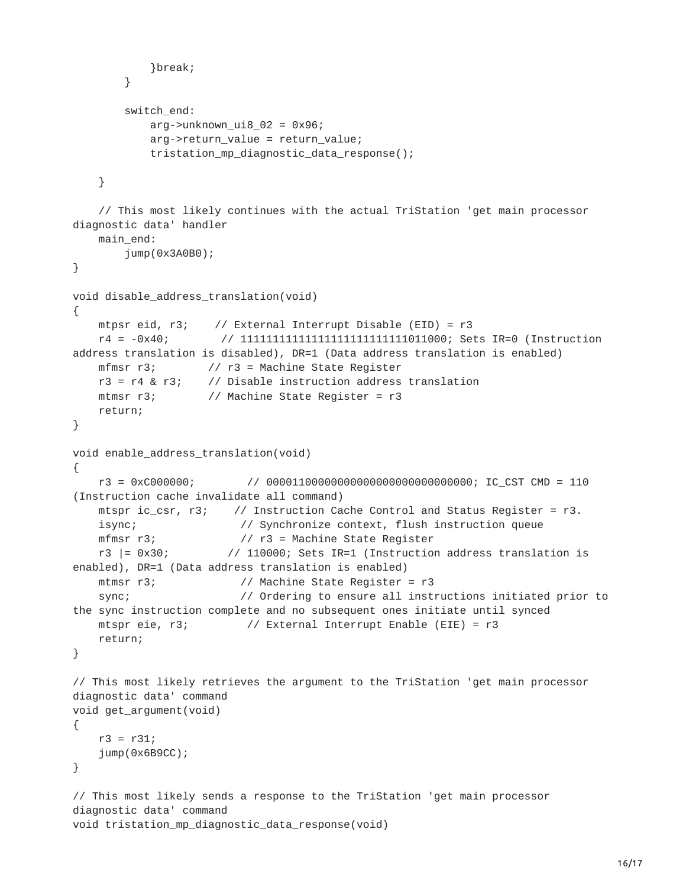```
            }break;
        }

        switch_end:
            arg->unknown_ui8_02 = 0x96;
            arg->return_value = return_value;
            tristation_mp_diagnostic_data_response();

    }

    // This most likely continues with the actual TriStation 'get main processor diagnostic data' handler
    main_end:
        jump(0x3A0B0);
}

void disable_address_translation(void)
{
    mtpsr eid, r3;    // External Interrupt Disable (EID) = r3
    r4 = -0x40;        // 11111111111111111111111111011000; Sets IR=0 (Instruction address translation is disabled), DR=1 (Data address translation is enabled)
    mfmsr r3;        // r3 = Machine State Register
    r3 = r4 & r3;    // Disable instruction address translation
    mtmsr r3;        // Machine State Register = r3
    return;
}

void enable_address_translation(void)
{
    r3 = 0xC000000;        // 00001100000000000000000000000000; IC_CST CMD = 110 (Instruction cache invalidate all command)
    mtspr ic_csr, r3;    // Instruction Cache Control and Status Register = r3.
    isync;                // Synchronize context, flush instruction queue
    mfmsr r3;             // r3 = Machine State Register
    r3 |= 0x30;         // 110000; Sets IR=1 (Instruction address translation is enabled), DR=1 (Data address translation is enabled)
    mtmsr r3;             // Machine State Register = r3
    sync;                 // Ordering to ensure all instructions initiated prior to the sync instruction complete and no subsequent ones initiate until synced
    mtspr eie, r3;         // External Interrupt Enable (EIE) = r3
    return;
}

// This most likely retrieves the argument to the TriStation 'get main processor diagnostic data' command
void get_argument(void)
{
    r3 = r31;
    jump(0x6B9CC);
}

// This most likely sends a response to the TriStation 'get main processor diagnostic data' command
void tristation_mp_diagnostic_data_response(void)
```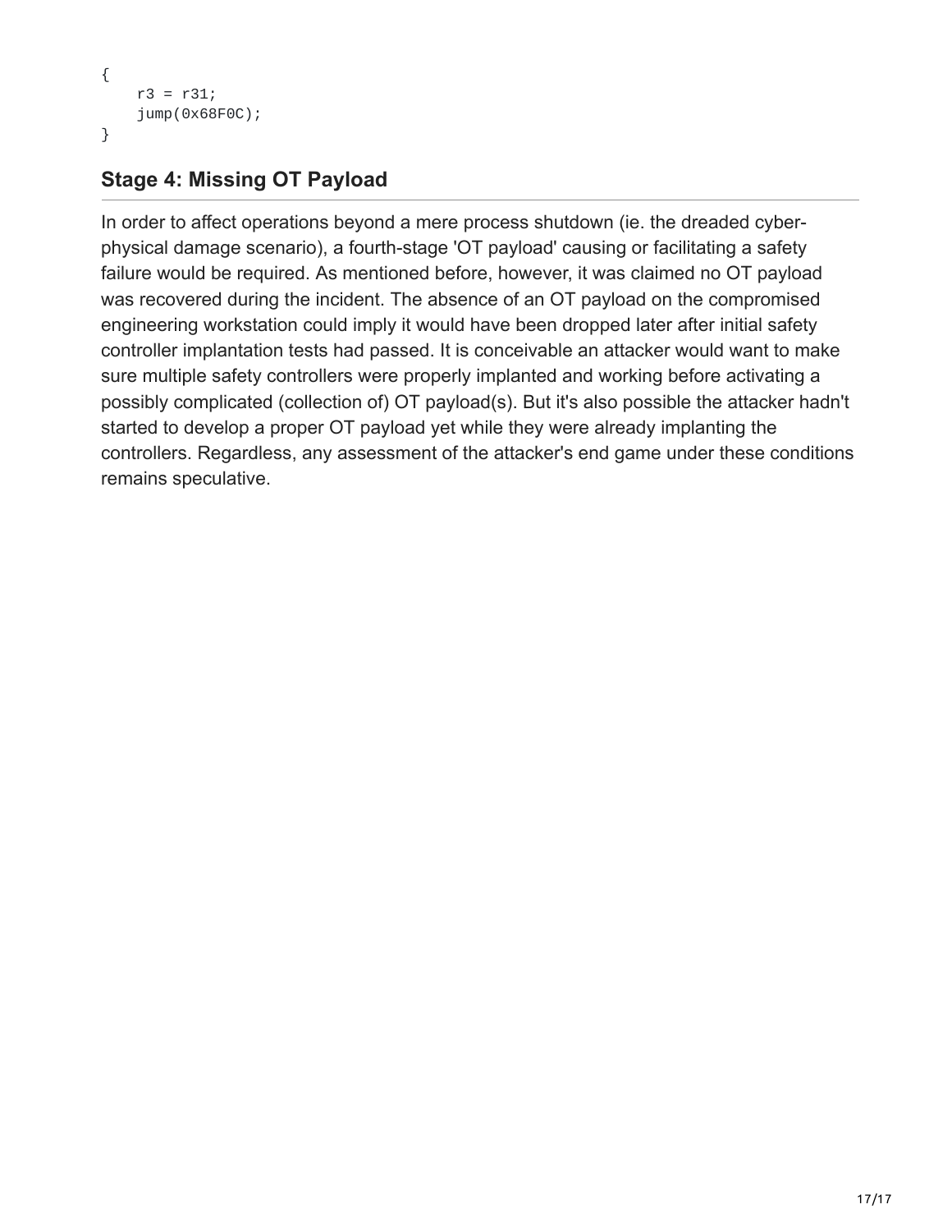```
{
    r3 = r31;
    jump(0x68F0C);
}
```

## Stage 4: Missing OT Payload

In order to affect operations beyond a mere process shutdown (ie. the dreaded cyber-physical damage scenario), a fourth-stage 'OT payload' causing or facilitating a safety failure would be required. As mentioned before, however, it was claimed no OT payload was recovered during the incident. The absence of an OT payload on the compromised engineering workstation could imply it would have been dropped later after initial safety controller implantation tests had passed. It is conceivable an attacker would want to make sure multiple safety controllers were properly implanted and working before activating a possibly complicated (collection of) OT payload(s). But it's also possible the attacker hadn't started to develop a proper OT payload yet while they were already implanting the controllers. Regardless, any assessment of the attacker's end game under these conditions remains speculative.